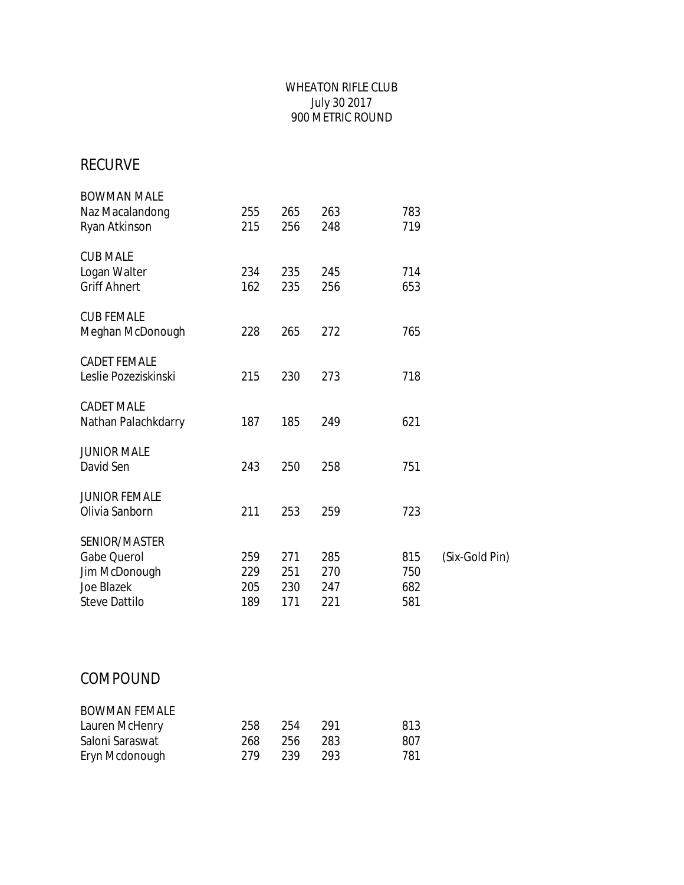WHEATON RIFLE CLUB
July 30 2017
900 METRIC ROUND

## RECURVE

| | | | | | |
|---|---|---|---|---|---|
| **BOWMAN MALE** | | | | | |
| Naz Macalandong | 255 | 265 | 263 | 783 | |
| Ryan Atkinson | 215 | 256 | 248 | 719 | |
| **CUB MALE** | | | | | |
| Logan Walter | 234 | 235 | 245 | 714 | |
| Griff Ahnert | 162 | 235 | 256 | 653 | |
| **CUB FEMALE** | | | | | |
| Meghan McDonough | 228 | 265 | 272 | 765 | |
| **CADET FEMALE** | | | | | |
| Leslie Pozeziskinski | 215 | 230 | 273 | 718 | |
| **CADET MALE** | | | | | |
| Nathan Palachkdarry | 187 | 185 | 249 | 621 | |
| **JUNIOR MALE** | | | | | |
| David Sen | 243 | 250 | 258 | 751 | |
| **JUNIOR FEMALE** | | | | | |
| Olivia Sanborn | 211 | 253 | 259 | 723 | |
| **SENIOR/MASTER** | | | | | |
| Gabe Querol | 259 | 271 | 285 | 815 | (Six-Gold Pin) |
| Jim McDonough | 229 | 251 | 270 | 750 | |
| Joe Blazek | 205 | 230 | 247 | 682 | |
| Steve Dattilo | 189 | 171 | 221 | 581 | |

## COMPOUND

| | | | | |
|---|---|---|---|---|
| **BOWMAN FEMALE** | | | | |
| Lauren McHenry | 258 | 254 | 291 | 813 |
| Saloni Saraswat | 268 | 256 | 283 | 807 |
| Eryn Mcdonough | 279 | 239 | 293 | 781 |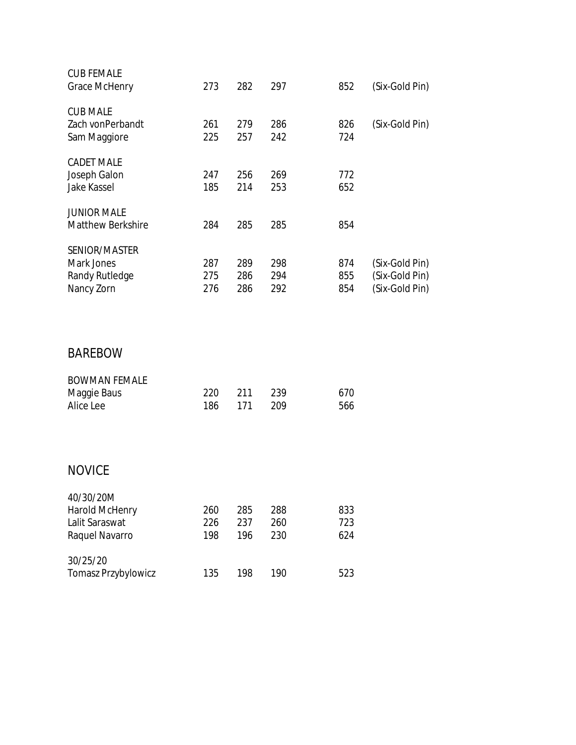| | | | | | |
|---|---|---|---|---|---|
| CUB FEMALE | | | | | |
| Grace McHenry | 273 | 282 | 297 | 852 | (Six-Gold Pin) |
| | | | | | |
| CUB MALE | | | | | |
| Zach vonPerbandt | 261 | 279 | 286 | 826 | (Six-Gold Pin) |
| Sam Maggiore | 225 | 257 | 242 | 724 | |
| | | | | | |
| CADET MALE | | | | | |
| Joseph Galon | 247 | 256 | 269 | 772 | |
| Jake Kassel | 185 | 214 | 253 | 652 | |
| | | | | | |
| JUNIOR MALE | | | | | |
| Matthew Berkshire | 284 | 285 | 285 | 854 | |
| | | | | | |
| SENIOR/MASTER | | | | | |
| Mark Jones | 287 | 289 | 298 | 874 | (Six-Gold Pin) |
| Randy Rutledge | 275 | 286 | 294 | 855 | (Six-Gold Pin) |
| Nancy Zorn | 276 | 286 | 292 | 854 | (Six-Gold Pin) |

## BAREBOW

| | | | | |
|---|---|---|---|---|
| BOWMAN FEMALE | | | | |
| Maggie Baus | 220 | 211 | 239 | 670 |
| Alice Lee | 186 | 171 | 209 | 566 |

## NOVICE

| | | | | |
|---|---|---|---|---|
| 40/30/20M | | | | |
| Harold McHenry | 260 | 285 | 288 | 833 |
| Lalit Saraswat | 226 | 237 | 260 | 723 |
| Raquel Navarro | 198 | 196 | 230 | 624 |
| | | | | |
| 30/25/20 | | | | |
| Tomasz Przybylowicz | 135 | 198 | 190 | 523 |